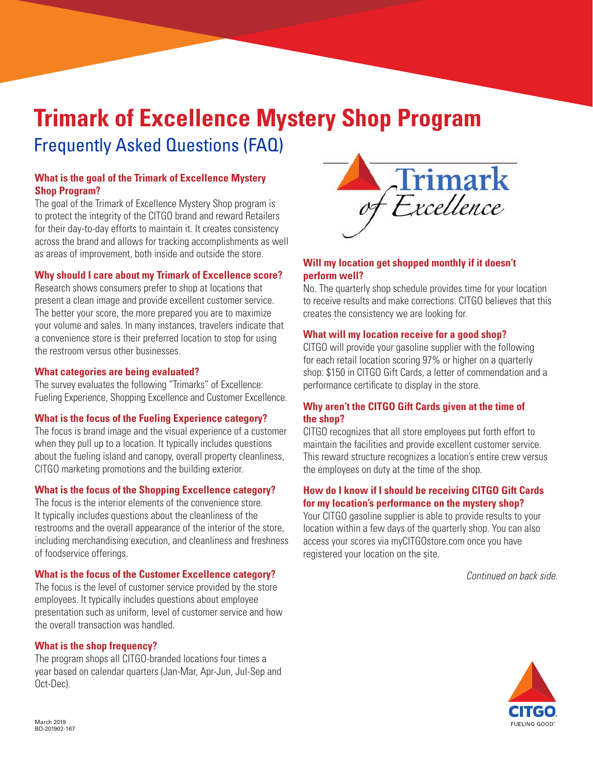# Trimark of Excellence Mystery Shop Program

## Frequently Asked Questions (FAQ)

### What is the goal of the Trimark of Excellence Mystery Shop Program?

The goal of the Trimark of Excellence Mystery Shop program is to protect the integrity of the CITGO brand and reward Retailers for their day-to-day efforts to maintain it. It creates consistency across the brand and allows for tracking accomplishments as well as areas of improvement, both inside and outside the store.

### Why should I care about my Trimark of Excellence score?

Research shows consumers prefer to shop at locations that present a clean image and provide excellent customer service. The better your score, the more prepared you are to maximize your volume and sales. In many instances, travelers indicate that a convenience store is their preferred location to stop for using the restroom versus other businesses.

### What categories are being evaluated?

The survey evaluates the following "Trimarks" of Excellence: Fueling Experience, Shopping Excellence and Customer Excellence.

### What is the focus of the Fueling Experience category?

The focus is brand image and the visual experience of a customer when they pull up to a location. It typically includes questions about the fueling island and canopy, overall property cleanliness, CITGO marketing promotions and the building exterior.

### What is the focus of the Shopping Excellence category?

The focus is the interior elements of the convenience store. It typically includes questions about the cleanliness of the restrooms and the overall appearance of the interior of the store, including merchandising execution, and cleanliness and freshness of foodservice offerings.

### What is the focus of the Customer Excellence category?

The focus is the level of customer service provided by the store employees. It typically includes questions about employee presentation such as uniform, level of customer service and how the overall transaction was handled.

### What is the shop frequency?

The program shops all CITGO-branded locations four times a year based on calendar quarters (Jan-Mar, Apr-Jun, Jul-Sep and Oct-Dec).

### Will my location get shopped monthly if it doesn't perform well?

No. The quarterly shop schedule provides time for your location to receive results and make corrections. CITGO believes that this creates the consistency we are looking for.

### What will my location receive for a good shop?

CITGO will provide your gasoline supplier with the following for each retail location scoring 97% or higher on a quarterly shop: $150 in CITGO Gift Cards, a letter of commendation and a performance certificate to display in the store.

### Why aren't the CITGO Gift Cards given at the time of the shop?

CITGO recognizes that all store employees put forth effort to maintain the facilities and provide excellent customer service. This reward structure recognizes a location's entire crew versus the employees on duty at the time of the shop.

### How do I know if I should be receiving CITGO Gift Cards for my location's performance on the mystery shop?

Your CITGO gasoline supplier is able to provide results to your location within a few days of the quarterly shop. You can also access your scores via myCITGOstore.com once you have registered your location on the site.

*Continued on back side.*

March 2019
BD-201902-167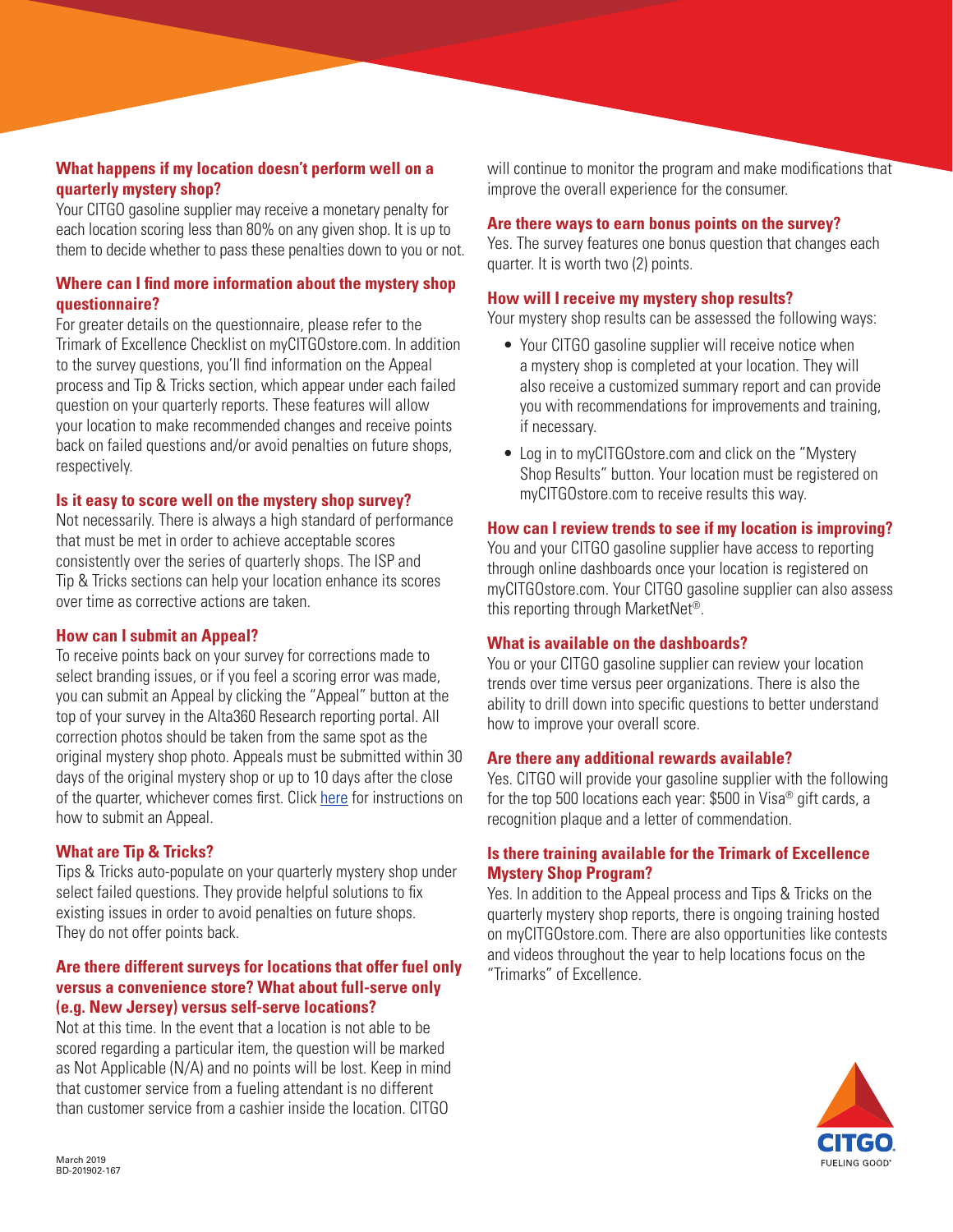### What happens if my location doesn't perform well on a quarterly mystery shop?

Your CITGO gasoline supplier may receive a monetary penalty for each location scoring less than 80% on any given shop. It is up to them to decide whether to pass these penalties down to you or not.

### Where can I find more information about the mystery shop questionnaire?

For greater details on the questionnaire, please refer to the Trimark of Excellence Checklist on myCITGOstore.com. In addition to the survey questions, you'll find information on the Appeal process and Tip & Tricks section, which appear under each failed question on your quarterly reports. These features will allow your location to make recommended changes and receive points back on failed questions and/or avoid penalties on future shops, respectively.

### Is it easy to score well on the mystery shop survey?

Not necessarily. There is always a high standard of performance that must be met in order to achieve acceptable scores consistently over the series of quarterly shops. The ISP and Tip & Tricks sections can help your location enhance its scores over time as corrective actions are taken.

### How can I submit an Appeal?

To receive points back on your survey for corrections made to select branding issues, or if you feel a scoring error was made, you can submit an Appeal by clicking the "Appeal" button at the top of your survey in the Alta360 Research reporting portal. All correction photos should be taken from the same spot as the original mystery shop photo. Appeals must be submitted within 30 days of the original mystery shop or up to 10 days after the close of the quarter, whichever comes first. Click here for instructions on how to submit an Appeal.

### What are Tip & Tricks?

Tips & Tricks auto-populate on your quarterly mystery shop under select failed questions. They provide helpful solutions to fix existing issues in order to avoid penalties on future shops. They do not offer points back.

### Are there different surveys for locations that offer fuel only versus a convenience store? What about full-serve only (e.g. New Jersey) versus self-serve locations?

Not at this time. In the event that a location is not able to be scored regarding a particular item, the question will be marked as Not Applicable (N/A) and no points will be lost. Keep in mind that customer service from a fueling attendant is no different than customer service from a cashier inside the location. CITGO will continue to monitor the program and make modifications that improve the overall experience for the consumer.

### Are there ways to earn bonus points on the survey?

Yes. The survey features one bonus question that changes each quarter. It is worth two (2) points.

### How will I receive my mystery shop results?

Your mystery shop results can be assessed the following ways:

- Your CITGO gasoline supplier will receive notice when a mystery shop is completed at your location. They will also receive a customized summary report and can provide you with recommendations for improvements and training, if necessary.
- Log in to myCITGOstore.com and click on the "Mystery Shop Results" button. Your location must be registered on myCITGOstore.com to receive results this way.

### How can I review trends to see if my location is improving?

You and your CITGO gasoline supplier have access to reporting through online dashboards once your location is registered on myCITGOstore.com. Your CITGO gasoline supplier can also assess this reporting through MarketNet®.

### What is available on the dashboards?

You or your CITGO gasoline supplier can review your location trends over time versus peer organizations. There is also the ability to drill down into specific questions to better understand how to improve your overall score.

### Are there any additional rewards available?

Yes. CITGO will provide your gasoline supplier with the following for the top 500 locations each year: $500 in Visa® gift cards, a recognition plaque and a letter of commendation.

### Is there training available for the Trimark of Excellence Mystery Shop Program?

Yes. In addition to the Appeal process and Tips & Tricks on the quarterly mystery shop reports, there is ongoing training hosted on myCITGOstore.com. There are also opportunities like contests and videos throughout the year to help locations focus on the "Trimarks" of Excellence.

March 2019
BD-201902-167

CITGO
FUELING GOOD®